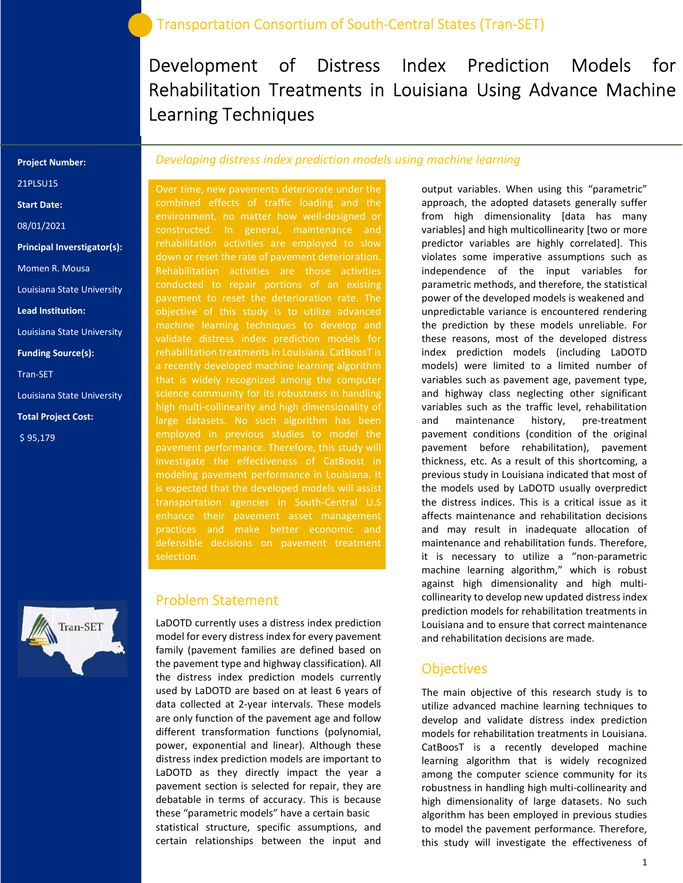Transportation Consortium of South-Central States (Tran-SET)

# Development of Distress Index Prediction Models for Rehabilitation Treatments in Louisiana Using Advance Machine Learning Techniques

**Project Number:**

21PLSU15

**Start Date:**

08/01/2021

**Principal Inverstigator(s):**

Momen R. Mousa

Louisiana State University

**Lead Institution:**

Louisiana State University

**Funding Source(s):**

Tran-SET

Louisiana State University

**Total Project Cost:**

$ 95,179

*Developing distress index prediction models using machine learning*

Over time, new pavements deteriorate under the combined effects of traffic loading and the environment, no matter how well-designed or constructed. In general, maintenance and rehabilitation activities are employed to slow down or reset the rate of pavement deterioration. Rehabilitation activities are those activities conducted to repair portions of an existing pavement to reset the deterioration rate. The objective of this study is to utilize advanced machine learning techniques to develop and validate distress index prediction models for rehabilitation treatments in Louisiana. CatBoosT is a recently developed machine learning algorithm that is widely recognized among the computer science community for its robustness in handling high multi-collinearity and high dimensionality of large datasets. No such algorithm has been employed in previous studies to model the pavement performance. Therefore, this study will investigate the effectiveness of CatBoost in modeling pavement performance in Louisiana. It is expected that the developed models will assist transportation agencies in South-Central U.S enhance their pavement asset management practices and make better economic and defensible decisions on pavement treatment selection.

## Problem Statement

LaDOTD currently uses a distress index prediction model for every distress index for every pavement family (pavement families are defined based on the pavement type and highway classification). All the distress index prediction models currently used by LaDOTD are based on at least 6 years of data collected at 2-year intervals. These models are only function of the pavement age and follow different transformation functions (polynomial, power, exponential and linear). Although these distress index prediction models are important to LaDOTD as they directly impact the year a pavement section is selected for repair, they are debatable in terms of accuracy. This is because these "parametric models" have a certain basic statistical structure, specific assumptions, and certain relationships between the input and output variables. When using this "parametric" approach, the adopted datasets generally suffer from high dimensionality [data has many variables] and high multicollinearity [two or more predictor variables are highly correlated]. This violates some imperative assumptions such as independence of the input variables for parametric methods, and therefore, the statistical power of the developed models is weakened and unpredictable variance is encountered rendering the prediction by these models unreliable. For these reasons, most of the developed distress index prediction models (including LaDOTD models) were limited to a limited number of variables such as pavement age, pavement type, and highway class neglecting other significant variables such as the traffic level, rehabilitation and maintenance history, pre-treatment pavement conditions (condition of the original pavement before rehabilitation), pavement thickness, etc. As a result of this shortcoming, a previous study in Louisiana indicated that most of the models used by LaDOTD usually overpredict the distress indices. This is a critical issue as it affects maintenance and rehabilitation decisions and may result in inadequate allocation of maintenance and rehabilitation funds. Therefore, it is necessary to utilize a "non-parametric machine learning algorithm," which is robust against high dimensionality and high multi-collinearity to develop new updated distress index prediction models for rehabilitation treatments in Louisiana and to ensure that correct maintenance and rehabilitation decisions are made.

## Objectives

The main objective of this research study is to utilize advanced machine learning techniques to develop and validate distress index prediction models for rehabilitation treatments in Louisiana. CatBoosT is a recently developed machine learning algorithm that is widely recognized among the computer science community for its robustness in handling high multi-collinearity and high dimensionality of large datasets. No such algorithm has been employed in previous studies to model the pavement performance. Therefore, this study will investigate the effectiveness of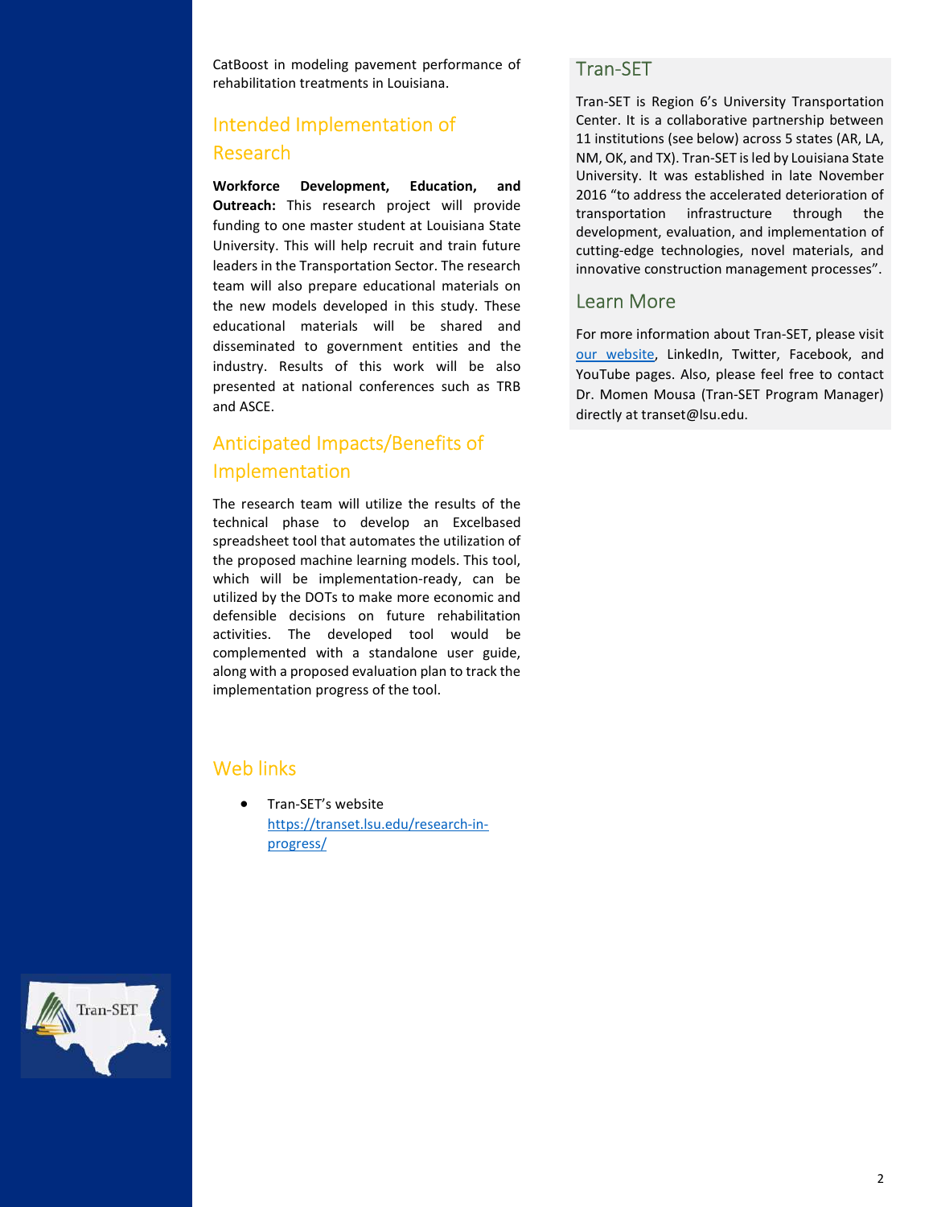CatBoost in modeling pavement performance of rehabilitation treatments in Louisiana.

## Intended Implementation of Research

**Workforce Development, Education, and Outreach:** This research project will provide funding to one master student at Louisiana State University. This will help recruit and train future leaders in the Transportation Sector. The research team will also prepare educational materials on the new models developed in this study. These educational materials will be shared and disseminated to government entities and the industry. Results of this work will be also presented at national conferences such as TRB and ASCE.

## Anticipated Impacts/Benefits of Implementation

The research team will utilize the results of the technical phase to develop an Excelbased spreadsheet tool that automates the utilization of the proposed machine learning models. This tool, which will be implementation-ready, can be utilized by the DOTs to make more economic and defensible decisions on future rehabilitation activities. The developed tool would be complemented with a standalone user guide, along with a proposed evaluation plan to track the implementation progress of the tool.

## Web links

- Tran-SET's website https://transet.lsu.edu/research-in-progress/

## Tran-SET

Tran-SET is Region 6's University Transportation Center. It is a collaborative partnership between 11 institutions (see below) across 5 states (AR, LA, NM, OK, and TX). Tran-SET is led by Louisiana State University. It was established in late November 2016 "to address the accelerated deterioration of transportation infrastructure through the development, evaluation, and implementation of cutting-edge technologies, novel materials, and innovative construction management processes".

## Learn More

For more information about Tran-SET, please visit our website, LinkedIn, Twitter, Facebook, and YouTube pages. Also, please feel free to contact Dr. Momen Mousa (Tran-SET Program Manager) directly at transet@lsu.edu.